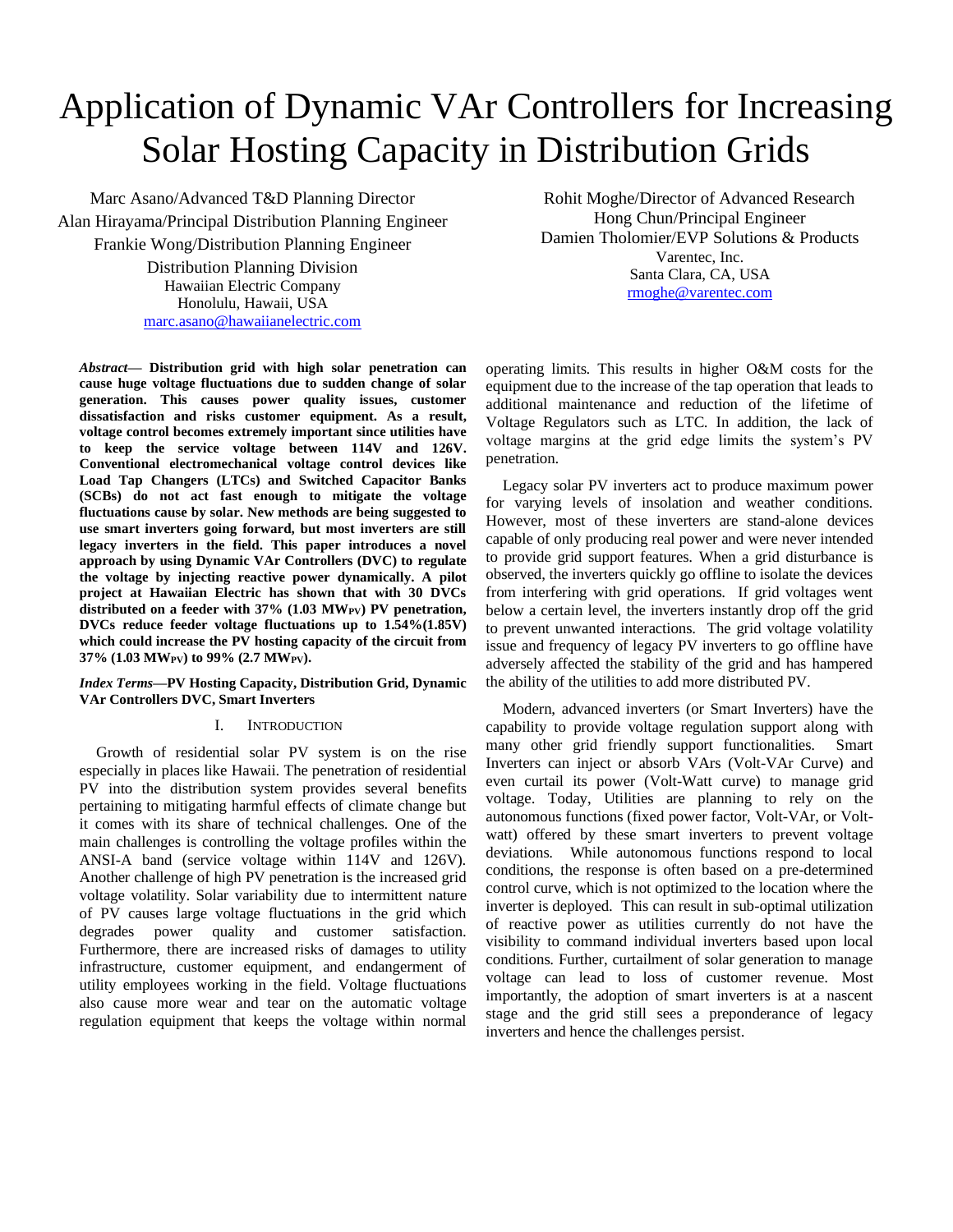# Application of Dynamic VAr Controllers for Increasing Solar Hosting Capacity in Distribution Grids

Marc Asano/Advanced T&D Planning Director
Alan Hirayama/Principal Distribution Planning Engineer
Frankie Wong/Distribution Planning Engineer
Distribution Planning Division
Hawaiian Electric Company
Honolulu, Hawaii, USA
marc.asano@hawaiianelectric.com

Rohit Moghe/Director of Advanced Research
Hong Chun/Principal Engineer
Damien Tholomier/EVP Solutions & Products
Varentec, Inc.
Santa Clara, CA, USA
rmoghe@varentec.com

***Abstract*— Distribution grid with high solar penetration can cause huge voltage fluctuations due to sudden change of solar generation. This causes power quality issues, customer dissatisfaction and risks customer equipment. As a result, voltage control becomes extremely important since utilities have to keep the service voltage between 114V and 126V. Conventional electromechanical voltage control devices like Load Tap Changers (LTCs) and Switched Capacitor Banks (SCBs) do not act fast enough to mitigate the voltage fluctuations cause by solar. New methods are being suggested to use smart inverters going forward, but most inverters are still legacy inverters in the field. This paper introduces a novel approach by using Dynamic VAr Controllers (DVC) to regulate the voltage by injecting reactive power dynamically. A pilot project at Hawaiian Electric has shown that with 30 DVCs distributed on a feeder with 37% (1.03 $MW_{PV}$) PV penetration, DVCs reduce feeder voltage fluctuations up to 1.54%(1.85V) which could increase the PV hosting capacity of the circuit from 37% (1.03 $MW_{PV}$) to 99% (2.7 $MW_{PV}$).**

***Index Terms*—PV Hosting Capacity, Distribution Grid, Dynamic VAr Controllers DVC, Smart Inverters**

## I. Introduction

Growth of residential solar PV system is on the rise especially in places like Hawaii. The penetration of residential PV into the distribution system provides several benefits pertaining to mitigating harmful effects of climate change but it comes with its share of technical challenges. One of the main challenges is controlling the voltage profiles within the ANSI-A band (service voltage within 114V and 126V). Another challenge of high PV penetration is the increased grid voltage volatility. Solar variability due to intermittent nature of PV causes large voltage fluctuations in the grid which degrades power quality and customer satisfaction. Furthermore, there are increased risks of damages to utility infrastructure, customer equipment, and endangerment of utility employees working in the field. Voltage fluctuations also cause more wear and tear on the automatic voltage regulation equipment that keeps the voltage within normal operating limits. This results in higher O&M costs for the equipment due to the increase of the tap operation that leads to additional maintenance and reduction of the lifetime of Voltage Regulators such as LTC. In addition, the lack of voltage margins at the grid edge limits the system's PV penetration.

Legacy solar PV inverters act to produce maximum power for varying levels of insolation and weather conditions. However, most of these inverters are stand-alone devices capable of only producing real power and were never intended to provide grid support features. When a grid disturbance is observed, the inverters quickly go offline to isolate the devices from interfering with grid operations. If grid voltages went below a certain level, the inverters instantly drop off the grid to prevent unwanted interactions. The grid voltage volatility issue and frequency of legacy PV inverters to go offline have adversely affected the stability of the grid and has hampered the ability of the utilities to add more distributed PV.

Modern, advanced inverters (or Smart Inverters) have the capability to provide voltage regulation support along with many other grid friendly support functionalities. Smart Inverters can inject or absorb VArs (Volt-VAr Curve) and even curtail its power (Volt-Watt curve) to manage grid voltage. Today, Utilities are planning to rely on the autonomous functions (fixed power factor, Volt-VAr, or Volt-watt) offered by these smart inverters to prevent voltage deviations. While autonomous functions respond to local conditions, the response is often based on a pre-determined control curve, which is not optimized to the location where the inverter is deployed. This can result in sub-optimal utilization of reactive power as utilities currently do not have the visibility to command individual inverters based upon local conditions. Further, curtailment of solar generation to manage voltage can lead to loss of customer revenue. Most importantly, the adoption of smart inverters is at a nascent stage and the grid still sees a preponderance of legacy inverters and hence the challenges persist.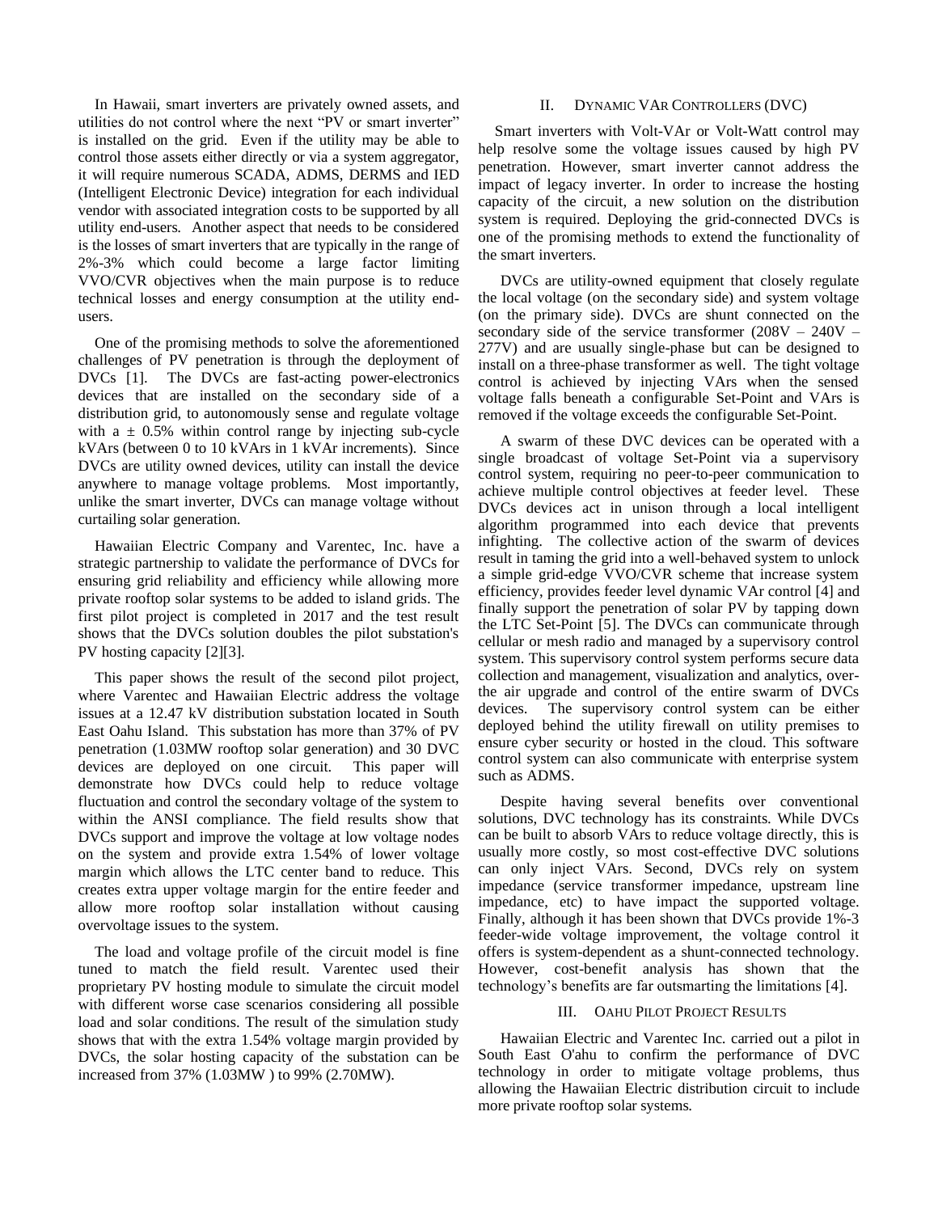In Hawaii, smart inverters are privately owned assets, and utilities do not control where the next "PV or smart inverter" is installed on the grid. Even if the utility may be able to control those assets either directly or via a system aggregator, it will require numerous SCADA, ADMS, DERMS and IED (Intelligent Electronic Device) integration for each individual vendor with associated integration costs to be supported by all utility end-users. Another aspect that needs to be considered is the losses of smart inverters that are typically in the range of 2%-3% which could become a large factor limiting VVO/CVR objectives when the main purpose is to reduce technical losses and energy consumption at the utility end-users.

One of the promising methods to solve the aforementioned challenges of PV penetration is through the deployment of DVCs [1]. The DVCs are fast-acting power-electronics devices that are installed on the secondary side of a distribution grid, to autonomously sense and regulate voltage with a ± 0.5% within control range by injecting sub-cycle kVArs (between 0 to 10 kVArs in 1 kVAr increments). Since DVCs are utility owned devices, utility can install the device anywhere to manage voltage problems. Most importantly, unlike the smart inverter, DVCs can manage voltage without curtailing solar generation.

Hawaiian Electric Company and Varentec, Inc. have a strategic partnership to validate the performance of DVCs for ensuring grid reliability and efficiency while allowing more private rooftop solar systems to be added to island grids. The first pilot project is completed in 2017 and the test result shows that the DVCs solution doubles the pilot substation's PV hosting capacity [2][3].

This paper shows the result of the second pilot project, where Varentec and Hawaiian Electric address the voltage issues at a 12.47 kV distribution substation located in South East Oahu Island. This substation has more than 37% of PV penetration (1.03MW rooftop solar generation) and 30 DVC devices are deployed on one circuit. This paper will demonstrate how DVCs could help to reduce voltage fluctuation and control the secondary voltage of the system to within the ANSI compliance. The field results show that DVCs support and improve the voltage at low voltage nodes on the system and provide extra 1.54% of lower voltage margin which allows the LTC center band to reduce. This creates extra upper voltage margin for the entire feeder and allow more rooftop solar installation without causing overvoltage issues to the system.

The load and voltage profile of the circuit model is fine tuned to match the field result. Varentec used their proprietary PV hosting module to simulate the circuit model with different worse case scenarios considering all possible load and solar conditions. The result of the simulation study shows that with the extra 1.54% voltage margin provided by DVCs, the solar hosting capacity of the substation can be increased from 37% (1.03MW ) to 99% (2.70MW).

## II. Dynamic VAr Controllers (DVC)

Smart inverters with Volt-VAr or Volt-Watt control may help resolve some the voltage issues caused by high PV penetration. However, smart inverter cannot address the impact of legacy inverter. In order to increase the hosting capacity of the circuit, a new solution on the distribution system is required. Deploying the grid-connected DVCs is one of the promising methods to extend the functionality of the smart inverters.

DVCs are utility-owned equipment that closely regulate the local voltage (on the secondary side) and system voltage (on the primary side). DVCs are shunt connected on the secondary side of the service transformer (208V – 240V – 277V) and are usually single-phase but can be designed to install on a three-phase transformer as well. The tight voltage control is achieved by injecting VArs when the sensed voltage falls beneath a configurable Set-Point and VArs is removed if the voltage exceeds the configurable Set-Point.

A swarm of these DVC devices can be operated with a single broadcast of voltage Set-Point via a supervisory control system, requiring no peer-to-peer communication to achieve multiple control objectives at feeder level. These DVCs devices act in unison through a local intelligent algorithm programmed into each device that prevents infighting. The collective action of the swarm of devices result in taming the grid into a well-behaved system to unlock a simple grid-edge VVO/CVR scheme that increase system efficiency, provides feeder level dynamic VAr control [4] and finally support the penetration of solar PV by tapping down the LTC Set-Point [5]. The DVCs can communicate through cellular or mesh radio and managed by a supervisory control system. This supervisory control system performs secure data collection and management, visualization and analytics, over-the air upgrade and control of the entire swarm of DVCs devices. The supervisory control system can be either deployed behind the utility firewall on utility premises to ensure cyber security or hosted in the cloud. This software control system can also communicate with enterprise system such as ADMS.

Despite having several benefits over conventional solutions, DVC technology has its constraints. While DVCs can be built to absorb VArs to reduce voltage directly, this is usually more costly, so most cost-effective DVC solutions can only inject VArs. Second, DVCs rely on system impedance (service transformer impedance, upstream line impedance, etc) to have impact the supported voltage. Finally, although it has been shown that DVCs provide 1%-3 feeder-wide voltage improvement, the voltage control it offers is system-dependent as a shunt-connected technology. However, cost-benefit analysis has shown that the technology's benefits are far outsmarting the limitations [4].

## III. Oahu Pilot Project Results

Hawaiian Electric and Varentec Inc. carried out a pilot in South East O'ahu to confirm the performance of DVC technology in order to mitigate voltage problems, thus allowing the Hawaiian Electric distribution circuit to include more private rooftop solar systems.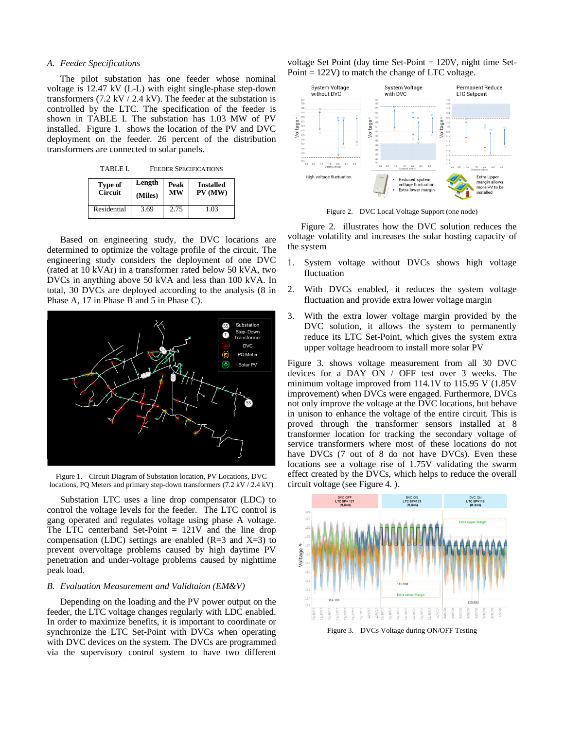### A. Feeder Specifications

The pilot substation has one feeder whose nominal voltage is 12.47 kV (L-L) with eight single-phase step-down transformers (7.2 kV / 2.4 kV). The feeder at the substation is controlled by the LTC. The specification of the feeder is shown in TABLE I. The substation has 1.03 MW of PV installed. Figure 1. shows the location of the PV and DVC deployment on the feeder. 26 percent of the distribution transformers are connected to solar panels.

TABLE I. FEEDER SPECIFICATIONS

| Type of Circuit | Length (Miles) | Peak MW | Installed PV (MW) |
|---|---|---|---|
| Residential | 3.69 | 2.75 | 1.03 |

Based on engineering study, the DVC locations are determined to optimize the voltage profile of the circuit. The engineering study considers the deployment of one DVC (rated at 10 kVAr) in a transformer rated below 50 kVA, two DVCs in anything above 50 kVA and less than 100 kVA. In total, 30 DVCs are deployed according to the analysis (8 in Phase A, 17 in Phase B and 5 in Phase C).

Figure 1. Circuit Diagram of Substation location, PV Locations, DVC locations, PQ Meters and primary step-down transformers (7.2 kV / 2.4 kV)

Substation LTC uses a line drop compensator (LDC) to control the voltage levels for the feeder. The LTC control is gang operated and regulates voltage using phase A voltage. The LTC centerband Set-Point = 121V and the line drop compensation (LDC) settings are enabled (R=3 and X=3) to prevent overvoltage problems caused by high daytime PV penetration and under-voltage problems caused by nighttime peak load.

### B. Evaluation Measurement and Validtaion (EM&V)

Depending on the loading and the PV power output on the feeder, the LTC voltage changes regularly with LDC enabled. In order to maximize benefits, it is important to coordinate or synchronize the LTC Set-Point with DVCs when operating with DVC devices on the system. The DVCs are programmed via the supervisory control system to have two different voltage Set Point (day time Set-Point = 120V, night time Set-Point = 122V) to match the change of LTC voltage.

Figure 2. DVC Local Voltage Support (one node)

Figure 2. illustrates how the DVC solution reduces the voltage volatility and increases the solar hosting capacity of the system

1. System voltage without DVCs shows high voltage fluctuation
2. With DVCs enabled, it reduces the system voltage fluctuation and provide extra lower voltage margin
3. With the extra lower voltage margin provided by the DVC solution, it allows the system to permanently reduce its LTC Set-Point, which gives the system extra upper voltage headroom to install more solar PV

Figure 3. shows voltage measurement from all 30 DVC devices for a DAY ON / OFF test over 3 weeks. The minimum voltage improved from 114.1V to 115.95 V (1.85V improvement) when DVCs were engaged. Furthermore, DVCs not only improve the voltage at the DVC locations, but behave in unison to enhance the voltage of the entire circuit. This is proved through the transformer sensors installed at 8 transformer location for tracking the secondary voltage of service transformers where most of these locations do not have DVCs (7 out of 8 do not have DVCs). Even these locations see a voltage rise of 1.75V validating the swarm effect created by the DVCs, which helps to reduce the overall circuit voltage (see Figure 4. ).

Figure 3. DVCs Voltage during ON/OFF Testing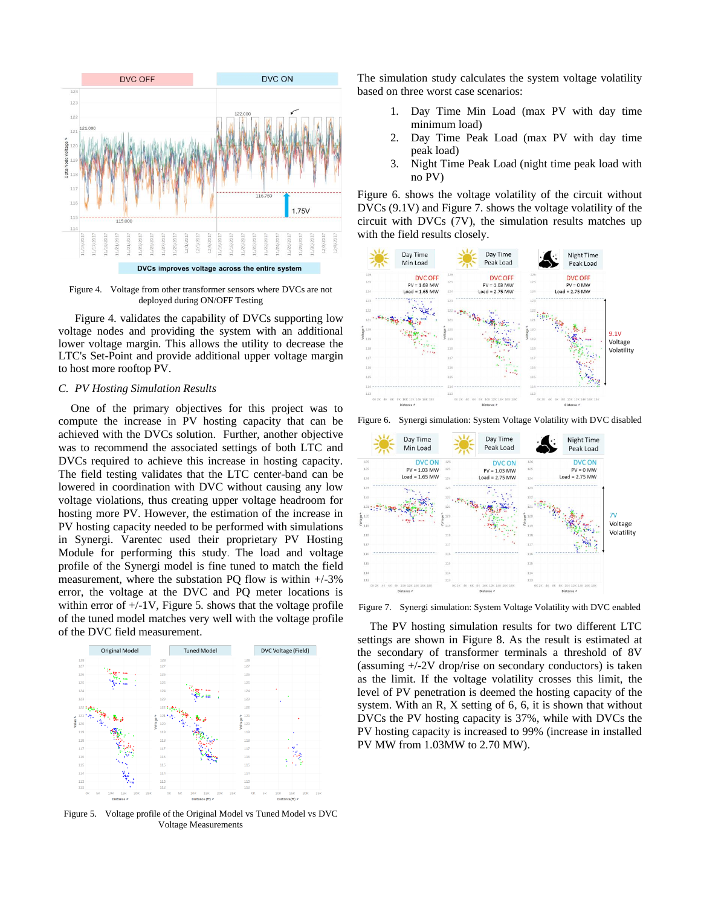Figure 4. Voltage from other transformer sensors where DVCs are not deployed during ON/OFF Testing

Figure 4. validates the capability of DVCs supporting low voltage nodes and providing the system with an additional lower voltage margin. This allows the utility to decrease the LTC's Set-Point and provide additional upper voltage margin to host more rooftop PV.

### C. PV Hosting Simulation Results

One of the primary objectives for this project was to compute the increase in PV hosting capacity that can be achieved with the DVCs solution. Further, another objective was to recommend the associated settings of both LTC and DVCs required to achieve this increase in hosting capacity. The field testing validates that the LTC center-band can be lowered in coordination with DVC without causing any low voltage violations, thus creating upper voltage headroom for hosting more PV. However, the estimation of the increase in PV hosting capacity needed to be performed with simulations in Synergi. Varentec used their proprietary PV Hosting Module for performing this study. The load and voltage profile of the Synergi model is fine tuned to match the field measurement, where the substation PQ flow is within +/-3% error, the voltage at the DVC and PQ meter locations is within error of +/-1V, Figure 5. shows that the voltage profile of the tuned model matches very well with the voltage profile of the DVC field measurement.

Figure 5. Voltage profile of the Original Model vs Tuned Model vs DVC Voltage Measurements

The simulation study calculates the system voltage volatility based on three worst case scenarios:

1. Day Time Min Load (max PV with day time minimum load)
2. Day Time Peak Load (max PV with day time peak load)
3. Night Time Peak Load (night time peak load with no PV)

Figure 6. shows the voltage volatility of the circuit without DVCs (9.1V) and Figure 7. shows the voltage volatility of the circuit with DVCs (7V), the simulation results matches up with the field results closely.

Figure 6. Synergi simulation: System Voltage Volatility with DVC disabled

Figure 7. Synergi simulation: System Voltage Volatility with DVC enabled

The PV hosting simulation results for two different LTC settings are shown in Figure 8. As the result is estimated at the secondary of transformer terminals a threshold of 8V (assuming +/-2V drop/rise on secondary conductors) is taken as the limit. If the voltage volatility crosses this limit, the level of PV penetration is deemed the hosting capacity of the system. With an R, X setting of 6, 6, it is shown that without DVCs the PV hosting capacity is 37%, while with DVCs the PV hosting capacity is increased to 99% (increase in installed PV MW from 1.03MW to 2.70 MW).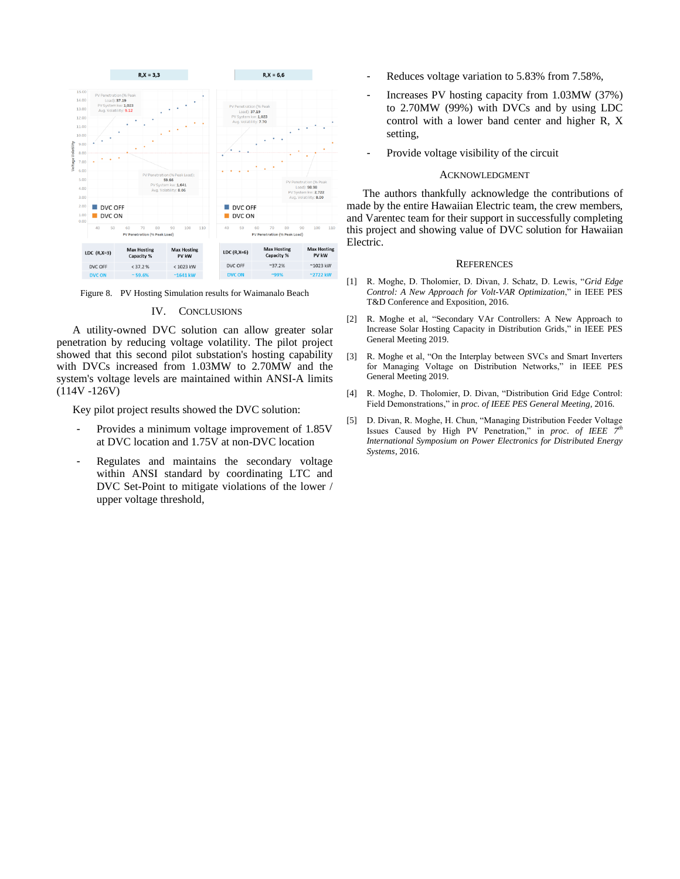R,X = 3,3

R,X = 6,6

Voltage Volatility

15.00
14.00
13.00
12.00
11.00
10.00
9.00
8.00
7.00
6.00
5.00
4.00
3.00
2.00
1.00
0.00

PV Penetration (% Peak Load): 37.19
PV System kw: 1,023
Avg. Volatility: 9.12

PV Penetration (% Peak Load): 59.66
PV System kw: 1,641
Avg. Volatility: 8.06

PV Penetration (% Peak Load): 37.19
PV System kw: 1,023
Avg. Volatility: 7.70

PV Penetration (% Peak Load): 98.98
PV System kw: 2,722
Avg. Volatility: 8.00

DVC OFF
DVC ON

40 50 60 70 80 90 100 110

PV Penetration (% Peak Load)

| LDC (R,X=3) | Max Hosting Capacity % | Max Hosting PV kW |
|---|---|---|
| DVC OFF | < 37.2 % | < 1023 kW |
| DVC ON | ~ 59.6% | ~1641 kW |

| LDC (R,X=6) | Max Hosting Capacity % | Max Hosting PV kW |
|---|---|---|
| DVC OFF | ~37.2% | ~1023 kW |
| DVC ON | ~99% | ~2722 kW |

Figure 8. PV Hosting Simulation results for Waimanalo Beach

## IV. CONCLUSIONS

A utility-owned DVC solution can allow greater solar penetration by reducing voltage volatility. The pilot project showed that this second pilot substation's hosting capability with DVCs increased from 1.03MW to 2.70MW and the system's voltage levels are maintained within ANSI-A limits (114V -126V)

Key pilot project results showed the DVC solution:

- Provides a minimum voltage improvement of 1.85V at DVC location and 1.75V at non-DVC location
- Regulates and maintains the secondary voltage within ANSI standard by coordinating LTC and DVC Set-Point to mitigate violations of the lower / upper voltage threshold,
- Reduces voltage variation to 5.83% from 7.58%,
- Increases PV hosting capacity from 1.03MW (37%) to 2.70MW (99%) with DVCs and by using LDC control with a lower band center and higher R, X setting,
- Provide voltage visibility of the circuit

## ACKNOWLEDGMENT

The authors thankfully acknowledge the contributions of made by the entire Hawaiian Electric team, the crew members, and Varentec team for their support in successfully completing this project and showing value of DVC solution for Hawaiian Electric.

## REFERENCES

[1] R. Moghe, D. Tholomier, D. Divan, J. Schatz, D. Lewis, "*Grid Edge Control: A New Approach for Volt-VAR Optimization*," in IEEE PES T&D Conference and Exposition, 2016.

[2] R. Moghe et al, "Secondary VAr Controllers: A New Approach to Increase Solar Hosting Capacity in Distribution Grids," in IEEE PES General Meeting 2019.

[3] R. Moghe et al, "On the Interplay between SVCs and Smart Inverters for Managing Voltage on Distribution Networks," in IEEE PES General Meeting 2019.

[4] R. Moghe, D. Tholomier, D. Divan, "Distribution Grid Edge Control: Field Demonstrations," in *proc. of IEEE PES General Meeting*, 2016.

[5] D. Divan, R. Moghe, H. Chun, "Managing Distribution Feeder Voltage Issues Caused by High PV Penetration," in *proc. of IEEE 7th International Symposium on Power Electronics for Distributed Energy Systems*, 2016.